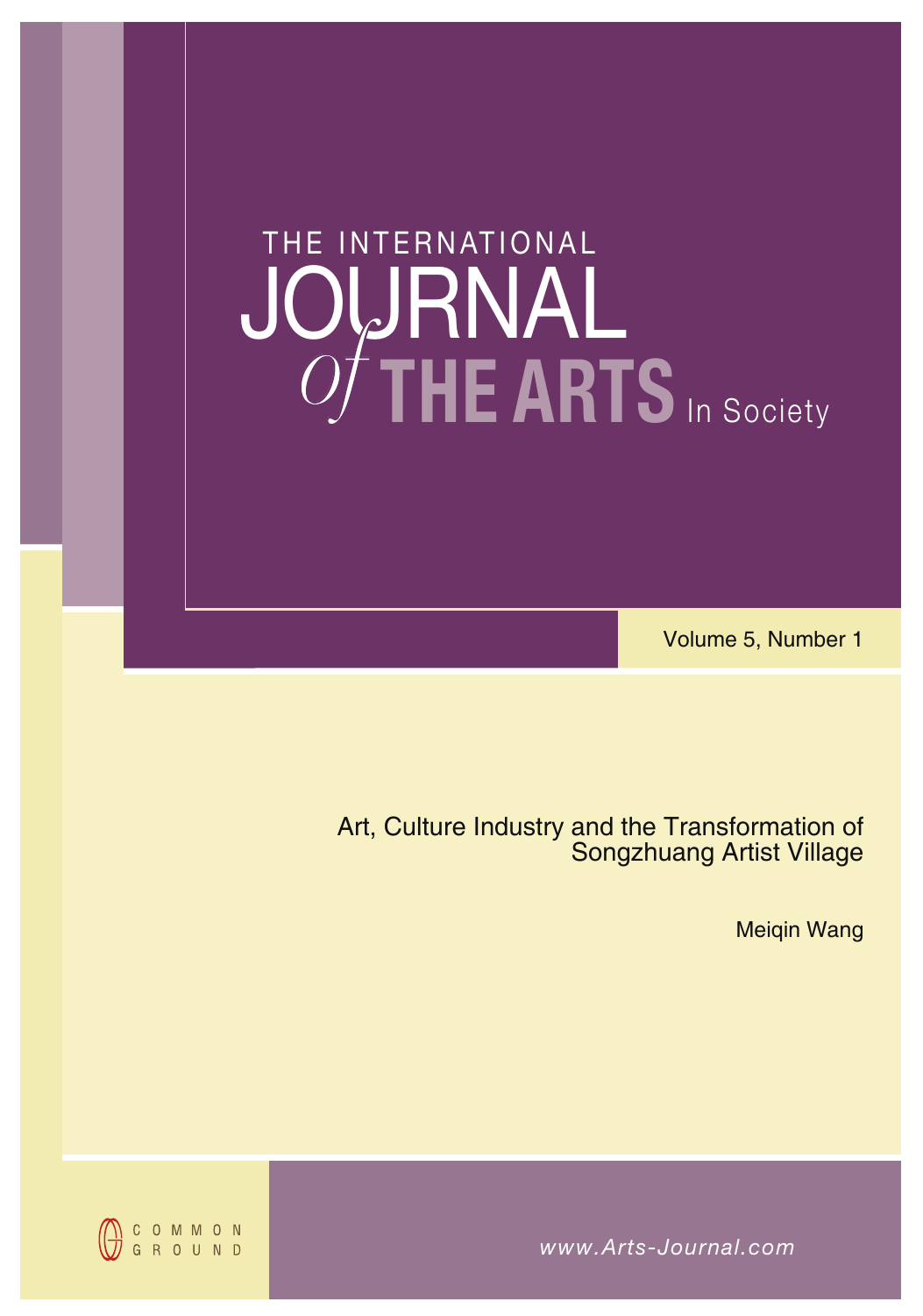# THE INTERNATIONAL JOURNAL *of* THE ARTS In Society

Volume 5, Number 1

## Art, Culture Industry and the Transformation of Songzhuang Artist Village

Meiqin Wang

COMMON GROUND

www.Arts-Journal.com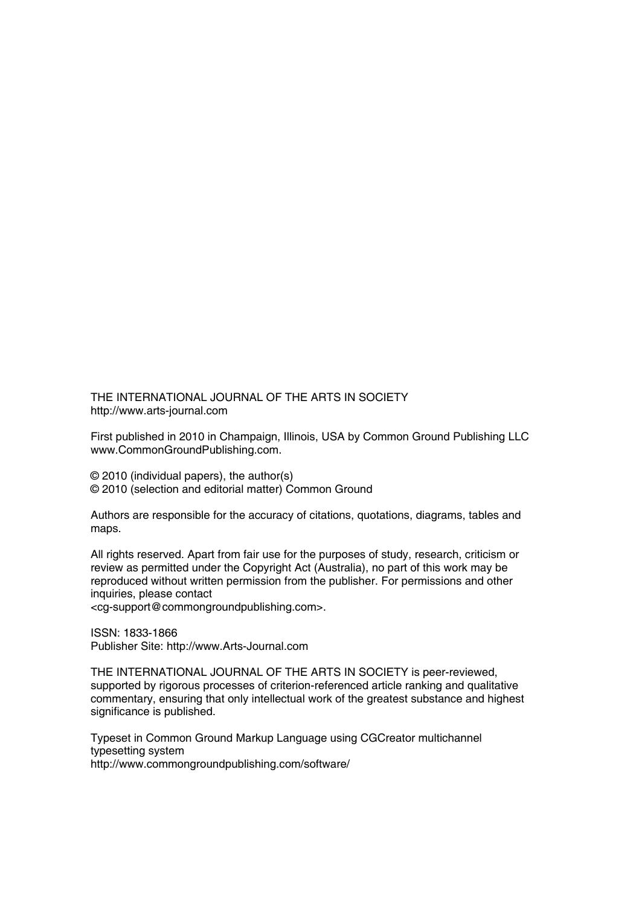THE INTERNATIONAL JOURNAL OF THE ARTS IN SOCIETY
http://www.arts-journal.com

First published in 2010 in Champaign, Illinois, USA by Common Ground Publishing LLC
www.CommonGroundPublishing.com.

© 2010 (individual papers), the author(s)
© 2010 (selection and editorial matter) Common Ground

Authors are responsible for the accuracy of citations, quotations, diagrams, tables and maps.

All rights reserved. Apart from fair use for the purposes of study, research, criticism or review as permitted under the Copyright Act (Australia), no part of this work may be reproduced without written permission from the publisher. For permissions and other inquiries, please contact
<cg-support@commongroundpublishing.com>.

ISSN: 1833-1866
Publisher Site: http://www.Arts-Journal.com

THE INTERNATIONAL JOURNAL OF THE ARTS IN SOCIETY is peer-reviewed, supported by rigorous processes of criterion-referenced article ranking and qualitative commentary, ensuring that only intellectual work of the greatest substance and highest significance is published.

Typeset in Common Ground Markup Language using CGCreator multichannel typesetting system
http://www.commongroundpublishing.com/software/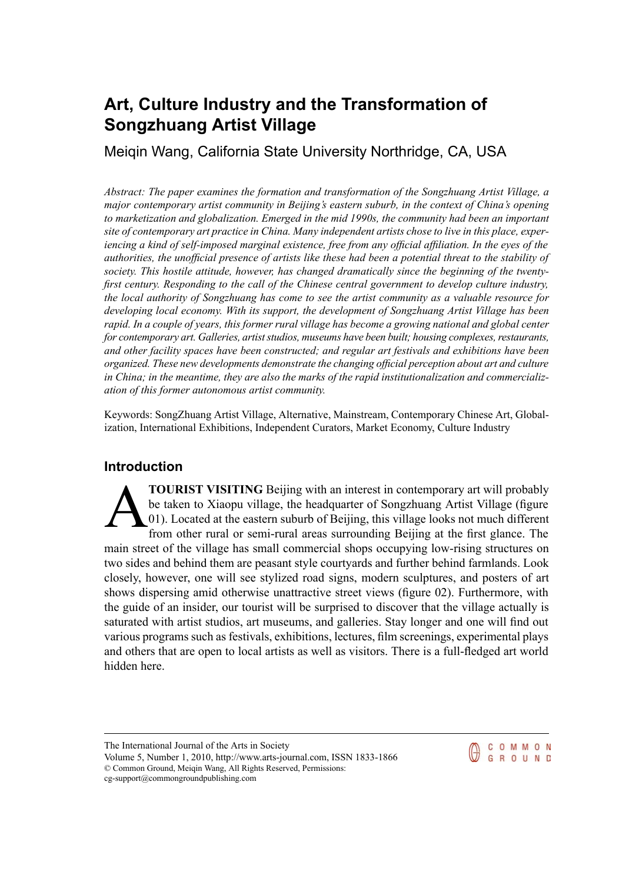# Art, Culture Industry and the Transformation of Songzhuang Artist Village

Meiqin Wang, California State University Northridge, CA, USA

*Abstract: The paper examines the formation and transformation of the Songzhuang Artist Village, a major contemporary artist community in Beijing's eastern suburb, in the context of China's opening to marketization and globalization. Emerged in the mid 1990s, the community had been an important site of contemporary art practice in China. Many independent artists chose to live in this place, experiencing a kind of self-imposed marginal existence, free from any official affiliation. In the eyes of the authorities, the unofficial presence of artists like these had been a potential threat to the stability of society. This hostile attitude, however, has changed dramatically since the beginning of the twenty-first century. Responding to the call of the Chinese central government to develop culture industry, the local authority of Songzhuang has come to see the artist community as a valuable resource for developing local economy. With its support, the development of Songzhuang Artist Village has been rapid. In a couple of years, this former rural village has become a growing national and global center for contemporary art. Galleries, artist studios, museums have been built; housing complexes, restaurants, and other facility spaces have been constructed; and regular art festivals and exhibitions have been organized. These new developments demonstrate the changing official perception about art and culture in China; in the meantime, they are also the marks of the rapid institutionalization and commercialization of this former autonomous artist community.*

Keywords: SongZhuang Artist Village, Alternative, Mainstream, Contemporary Chinese Art, Globalization, International Exhibitions, Independent Curators, Market Economy, Culture Industry

## Introduction

**A TOURIST VISITING** Beijing with an interest in contemporary art will probably be taken to Xiaopu village, the headquarter of Songzhuang Artist Village (figure 01). Located at the eastern suburb of Beijing, this village looks not much different from other rural or semi-rural areas surrounding Beijing at the first glance. The main street of the village has small commercial shops occupying low-rising structures on two sides and behind them are peasant style courtyards and further behind farmlands. Look closely, however, one will see stylized road signs, modern sculptures, and posters of art shows dispersing amid otherwise unattractive street views (figure 02). Furthermore, with the guide of an insider, our tourist will be surprised to discover that the village actually is saturated with artist studios, art museums, and galleries. Stay longer and one will find out various programs such as festivals, exhibitions, lectures, film screenings, experimental plays and others that are open to local artists as well as visitors. There is a full-fledged art world hidden here.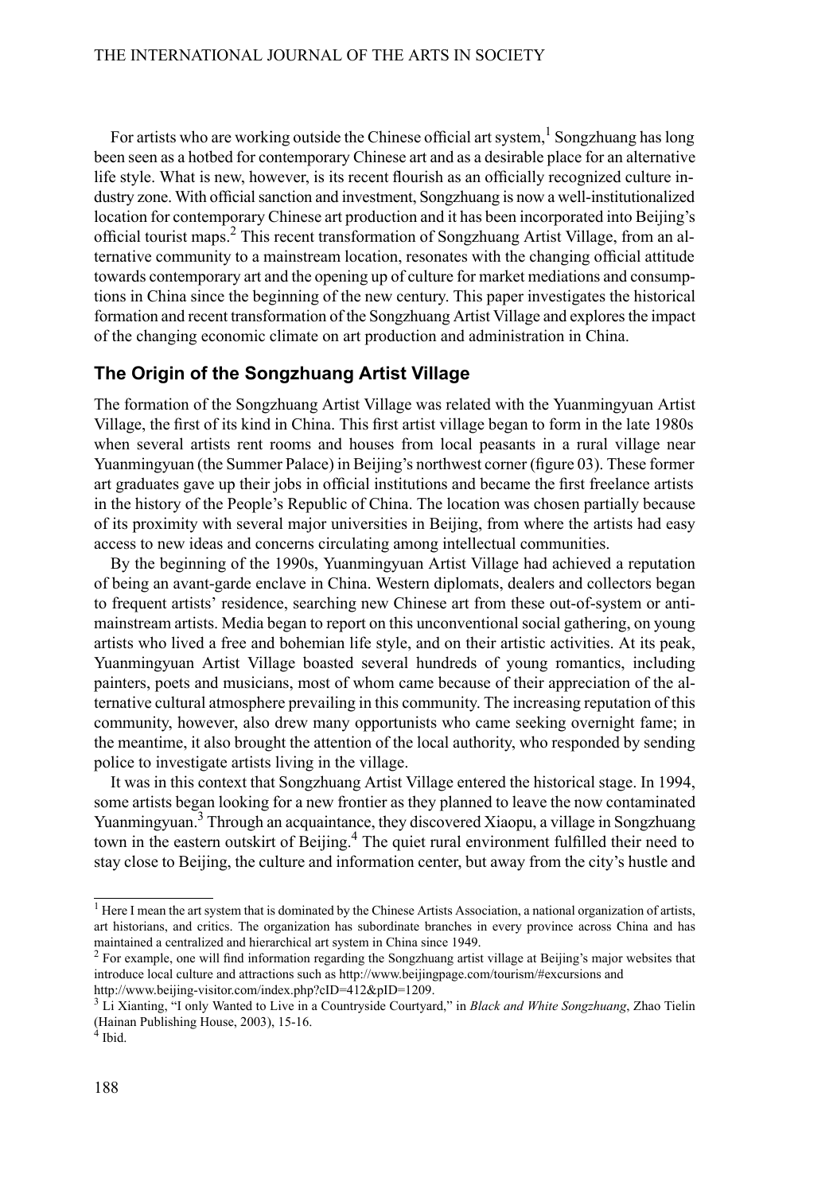For artists who are working outside the Chinese official art system,[1] Songzhuang has long been seen as a hotbed for contemporary Chinese art and as a desirable place for an alternative life style. What is new, however, is its recent flourish as an officially recognized culture industry zone. With official sanction and investment, Songzhuang is now a well-institutionalized location for contemporary Chinese art production and it has been incorporated into Beijing's official tourist maps.[2] This recent transformation of Songzhuang Artist Village, from an alternative community to a mainstream location, resonates with the changing official attitude towards contemporary art and the opening up of culture for market mediations and consumptions in China since the beginning of the new century. This paper investigates the historical formation and recent transformation of the Songzhuang Artist Village and explores the impact of the changing economic climate on art production and administration in China.

## The Origin of the Songzhuang Artist Village

The formation of the Songzhuang Artist Village was related with the Yuanmingyuan Artist Village, the first of its kind in China. This first artist village began to form in the late 1980s when several artists rent rooms and houses from local peasants in a rural village near Yuanmingyuan (the Summer Palace) in Beijing's northwest corner (figure 03). These former art graduates gave up their jobs in official institutions and became the first freelance artists in the history of the People's Republic of China. The location was chosen partially because of its proximity with several major universities in Beijing, from where the artists had easy access to new ideas and concerns circulating among intellectual communities.

By the beginning of the 1990s, Yuanmingyuan Artist Village had achieved a reputation of being an avant-garde enclave in China. Western diplomats, dealers and collectors began to frequent artists' residence, searching new Chinese art from these out-of-system or anti-mainstream artists. Media began to report on this unconventional social gathering, on young artists who lived a free and bohemian life style, and on their artistic activities. At its peak, Yuanmingyuan Artist Village boasted several hundreds of young romantics, including painters, poets and musicians, most of whom came because of their appreciation of the alternative cultural atmosphere prevailing in this community. The increasing reputation of this community, however, also drew many opportunists who came seeking overnight fame; in the meantime, it also brought the attention of the local authority, who responded by sending police to investigate artists living in the village.

It was in this context that Songzhuang Artist Village entered the historical stage. In 1994, some artists began looking for a new frontier as they planned to leave the now contaminated Yuanmingyuan.[3] Through an acquaintance, they discovered Xiaopu, a village in Songzhuang town in the eastern outskirt of Beijing.[4] The quiet rural environment fulfilled their need to stay close to Beijing, the culture and information center, but away from the city's hustle and

---

[1] Here I mean the art system that is dominated by the Chinese Artists Association, a national organization of artists, art historians, and critics. The organization has subordinate branches in every province across China and has maintained a centralized and hierarchical art system in China since 1949.

[2] For example, one will find information regarding the Songzhuang artist village at Beijing's major websites that introduce local culture and attractions such as http://www.beijingpage.com/tourism/#excursions and http://www.beijing-visitor.com/index.php?cID=412&pID=1209.

[3] Li Xianting, "I only Wanted to Live in a Countryside Courtyard," in *Black and White Songzhuang*, Zhao Tielin (Hainan Publishing House, 2003), 15-16.

[4] Ibid.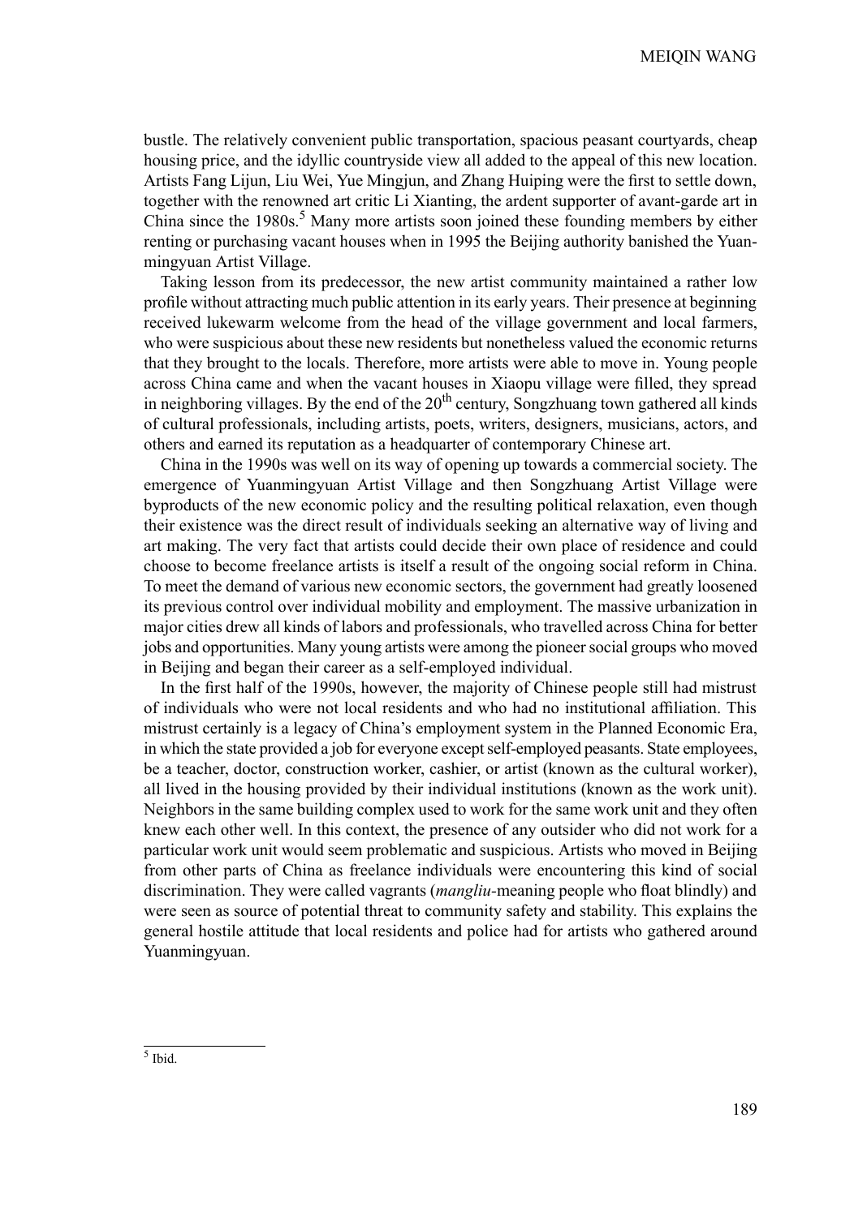bustle. The relatively convenient public transportation, spacious peasant courtyards, cheap housing price, and the idyllic countryside view all added to the appeal of this new location. Artists Fang Lijun, Liu Wei, Yue Mingjun, and Zhang Huiping were the first to settle down, together with the renowned art critic Li Xianting, the ardent supporter of avant-garde art in China since the 1980s.[5] Many more artists soon joined these founding members by either renting or purchasing vacant houses when in 1995 the Beijing authority banished the Yuanmingyuan Artist Village.

Taking lesson from its predecessor, the new artist community maintained a rather low profile without attracting much public attention in its early years. Their presence at beginning received lukewarm welcome from the head of the village government and local farmers, who were suspicious about these new residents but nonetheless valued the economic returns that they brought to the locals. Therefore, more artists were able to move in. Young people across China came and when the vacant houses in Xiaopu village were filled, they spread in neighboring villages. By the end of the 20th century, Songzhuang town gathered all kinds of cultural professionals, including artists, poets, writers, designers, musicians, actors, and others and earned its reputation as a headquarter of contemporary Chinese art.

China in the 1990s was well on its way of opening up towards a commercial society. The emergence of Yuanmingyuan Artist Village and then Songzhuang Artist Village were byproducts of the new economic policy and the resulting political relaxation, even though their existence was the direct result of individuals seeking an alternative way of living and art making. The very fact that artists could decide their own place of residence and could choose to become freelance artists is itself a result of the ongoing social reform in China. To meet the demand of various new economic sectors, the government had greatly loosened its previous control over individual mobility and employment. The massive urbanization in major cities drew all kinds of labors and professionals, who travelled across China for better jobs and opportunities. Many young artists were among the pioneer social groups who moved in Beijing and began their career as a self-employed individual.

In the first half of the 1990s, however, the majority of Chinese people still had mistrust of individuals who were not local residents and who had no institutional affiliation. This mistrust certainly is a legacy of China's employment system in the Planned Economic Era, in which the state provided a job for everyone except self-employed peasants. State employees, be a teacher, doctor, construction worker, cashier, or artist (known as the cultural worker), all lived in the housing provided by their individual institutions (known as the work unit). Neighbors in the same building complex used to work for the same work unit and they often knew each other well. In this context, the presence of any outsider who did not work for a particular work unit would seem problematic and suspicious. Artists who moved in Beijing from other parts of China as freelance individuals were encountering this kind of social discrimination. They were called vagrants (*mangliu*-meaning people who float blindly) and were seen as source of potential threat to community safety and stability. This explains the general hostile attitude that local residents and police had for artists who gathered around Yuanmingyuan.

[5] Ibid.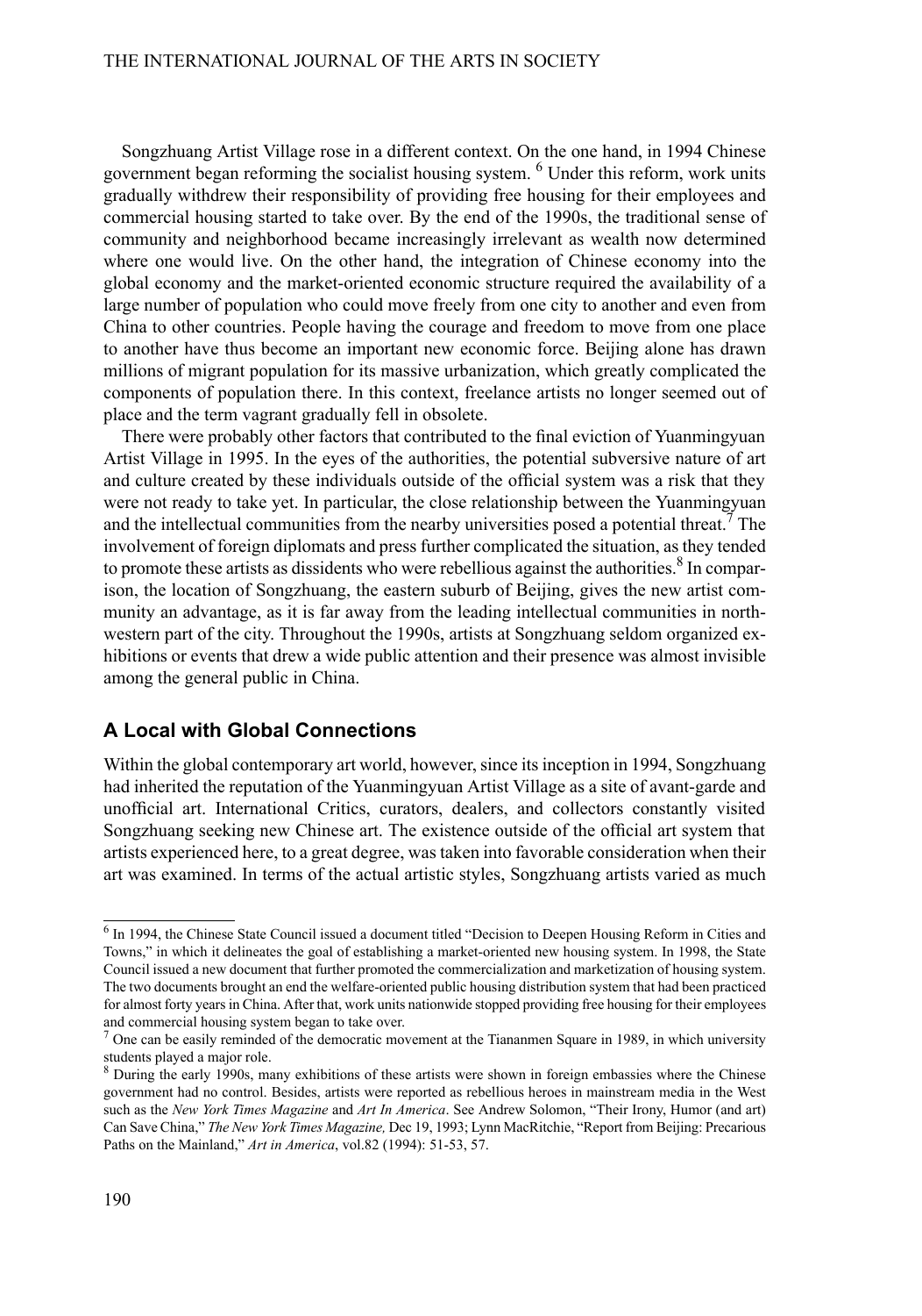Songzhuang Artist Village rose in a different context. On the one hand, in 1994 Chinese government began reforming the socialist housing system. [6] Under this reform, work units gradually withdrew their responsibility of providing free housing for their employees and commercial housing started to take over. By the end of the 1990s, the traditional sense of community and neighborhood became increasingly irrelevant as wealth now determined where one would live. On the other hand, the integration of Chinese economy into the global economy and the market-oriented economic structure required the availability of a large number of population who could move freely from one city to another and even from China to other countries. People having the courage and freedom to move from one place to another have thus become an important new economic force. Beijing alone has drawn millions of migrant population for its massive urbanization, which greatly complicated the components of population there. In this context, freelance artists no longer seemed out of place and the term vagrant gradually fell in obsolete.

There were probably other factors that contributed to the final eviction of Yuanmingyuan Artist Village in 1995. In the eyes of the authorities, the potential subversive nature of art and culture created by these individuals outside of the official system was a risk that they were not ready to take yet. In particular, the close relationship between the Yuanmingyuan and the intellectual communities from the nearby universities posed a potential threat.[7] The involvement of foreign diplomats and press further complicated the situation, as they tended to promote these artists as dissidents who were rebellious against the authorities.[8] In comparison, the location of Songzhuang, the eastern suburb of Beijing, gives the new artist community an advantage, as it is far away from the leading intellectual communities in northwestern part of the city. Throughout the 1990s, artists at Songzhuang seldom organized exhibitions or events that drew a wide public attention and their presence was almost invisible among the general public in China.

## A Local with Global Connections

Within the global contemporary art world, however, since its inception in 1994, Songzhuang had inherited the reputation of the Yuanmingyuan Artist Village as a site of avant-garde and unofficial art. International Critics, curators, dealers, and collectors constantly visited Songzhuang seeking new Chinese art. The existence outside of the official art system that artists experienced here, to a great degree, was taken into favorable consideration when their art was examined. In terms of the actual artistic styles, Songzhuang artists varied as much

[6] In 1994, the Chinese State Council issued a document titled "Decision to Deepen Housing Reform in Cities and Towns," in which it delineates the goal of establishing a market-oriented new housing system. In 1998, the State Council issued a new document that further promoted the commercialization and marketization of housing system. The two documents brought an end the welfare-oriented public housing distribution system that had been practiced for almost forty years in China. After that, work units nationwide stopped providing free housing for their employees and commercial housing system began to take over.

[7] One can be easily reminded of the democratic movement at the Tiananmen Square in 1989, in which university students played a major role.

[8] During the early 1990s, many exhibitions of these artists were shown in foreign embassies where the Chinese government had no control. Besides, artists were reported as rebellious heroes in mainstream media in the West such as the *New York Times Magazine* and *Art In America*. See Andrew Solomon, "Their Irony, Humor (and art) Can Save China," *The New York Times Magazine,* Dec 19, 1993; Lynn MacRitchie, "Report from Beijing: Precarious Paths on the Mainland," *Art in America*, vol.82 (1994): 51-53, 57.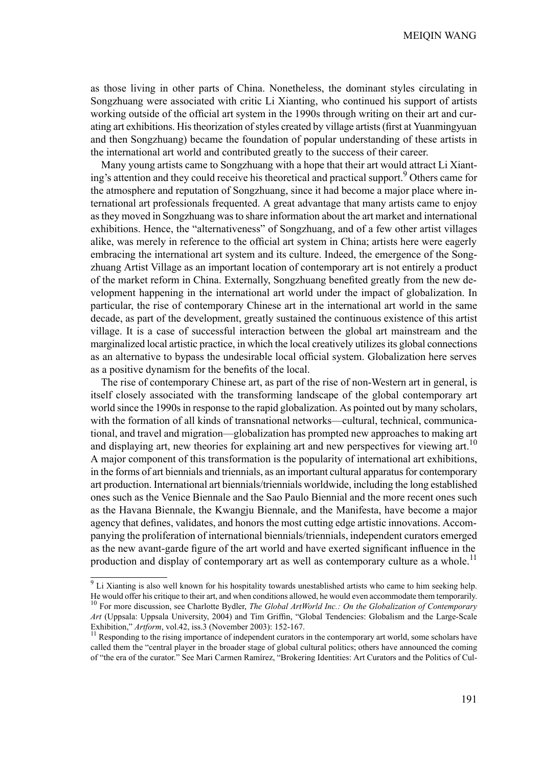as those living in other parts of China. Nonetheless, the dominant styles circulating in Songzhuang were associated with critic Li Xianting, who continued his support of artists working outside of the official art system in the 1990s through writing on their art and curating art exhibitions. His theorization of styles created by village artists (first at Yuanmingyuan and then Songzhuang) became the foundation of popular understanding of these artists in the international art world and contributed greatly to the success of their career.

Many young artists came to Songzhuang with a hope that their art would attract Li Xianting's attention and they could receive his theoretical and practical support.[9] Others came for the atmosphere and reputation of Songzhuang, since it had become a major place where international art professionals frequented. A great advantage that many artists came to enjoy as they moved in Songzhuang was to share information about the art market and international exhibitions. Hence, the "alternativeness" of Songzhuang, and of a few other artist villages alike, was merely in reference to the official art system in China; artists here were eagerly embracing the international art system and its culture. Indeed, the emergence of the Songzhuang Artist Village as an important location of contemporary art is not entirely a product of the market reform in China. Externally, Songzhuang benefited greatly from the new development happening in the international art world under the impact of globalization. In particular, the rise of contemporary Chinese art in the international art world in the same decade, as part of the development, greatly sustained the continuous existence of this artist village. It is a case of successful interaction between the global art mainstream and the marginalized local artistic practice, in which the local creatively utilizes its global connections as an alternative to bypass the undesirable local official system. Globalization here serves as a positive dynamism for the benefits of the local.

The rise of contemporary Chinese art, as part of the rise of non-Western art in general, is itself closely associated with the transforming landscape of the global contemporary art world since the 1990s in response to the rapid globalization. As pointed out by many scholars, with the formation of all kinds of transnational networks—cultural, technical, communicational, and travel and migration—globalization has prompted new approaches to making art and displaying art, new theories for explaining art and new perspectives for viewing art.[10] A major component of this transformation is the popularity of international art exhibitions, in the forms of art biennials and triennials, as an important cultural apparatus for contemporary art production. International art biennials/triennials worldwide, including the long established ones such as the Venice Biennale and the Sao Paulo Biennial and the more recent ones such as the Havana Biennale, the Kwangju Biennale, and the Manifesta, have become a major agency that defines, validates, and honors the most cutting edge artistic innovations. Accompanying the proliferation of international biennials/triennials, independent curators emerged as the new avant-garde figure of the art world and have exerted significant influence in the production and display of contemporary art as well as contemporary culture as a whole.[11]

---

[9] Li Xianting is also well known for his hospitality towards unestablished artists who came to him seeking help. He would offer his critique to their art, and when conditions allowed, he would even accommodate them temporarily.

[10] For more discussion, see Charlotte Bydler, *The Global ArtWorld Inc.: On the Globalization of Contemporary Art* (Uppsala: Uppsala University, 2004) and Tim Griffin, "Global Tendencies: Globalism and the Large-Scale Exhibition," *Artform*, vol.42, iss.3 (November 2003): 152-167.

[11] Responding to the rising importance of independent curators in the contemporary art world, some scholars have called them the "central player in the broader stage of global cultural politics; others have announced the coming of "the era of the curator." See Mari Carmen Ramírez, "Brokering Identities: Art Curators and the Politics of Cul-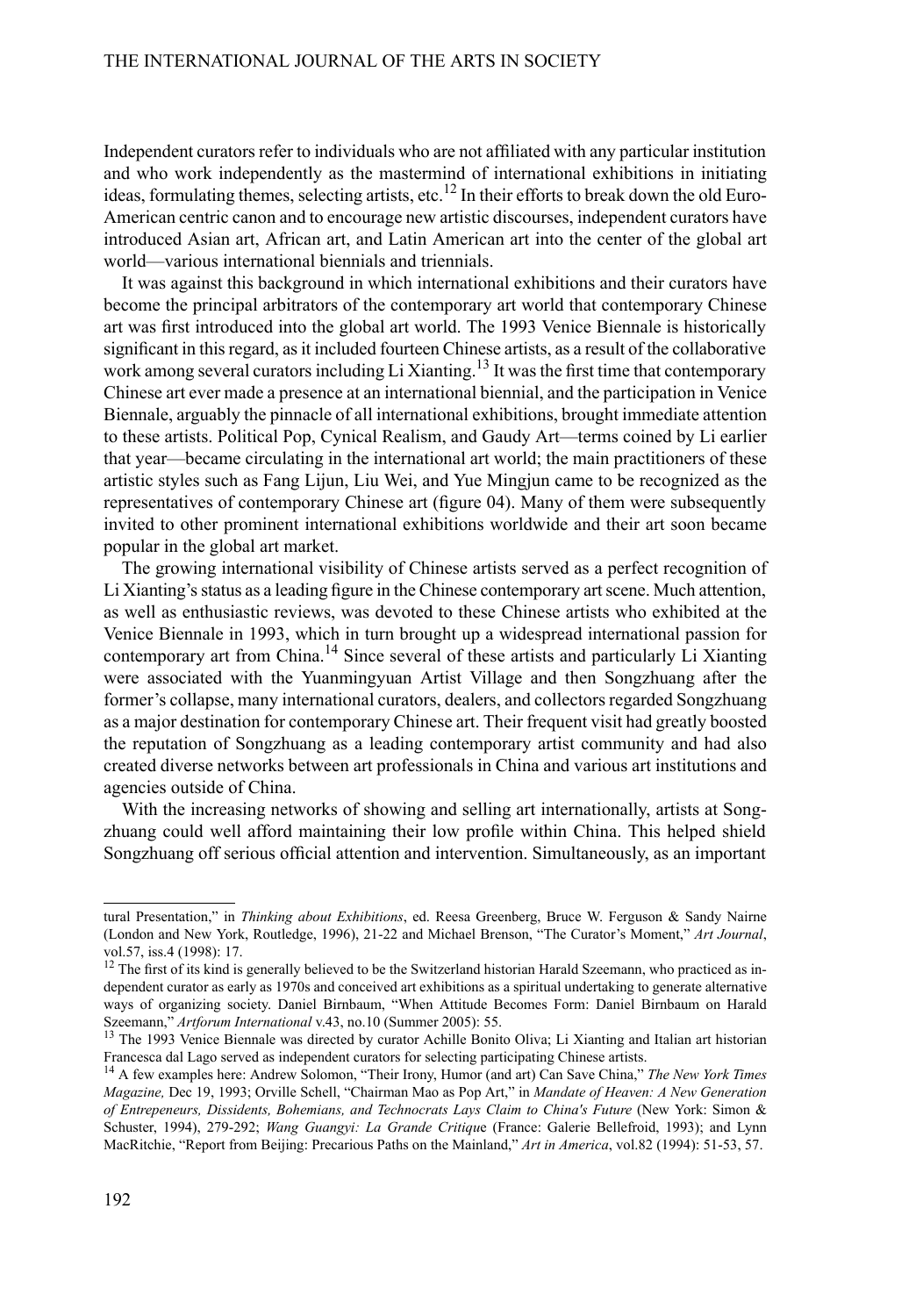Independent curators refer to individuals who are not affiliated with any particular institution and who work independently as the mastermind of international exhibitions in initiating ideas, formulating themes, selecting artists, etc.[12] In their efforts to break down the old Euro-American centric canon and to encourage new artistic discourses, independent curators have introduced Asian art, African art, and Latin American art into the center of the global art world—various international biennials and triennials.

It was against this background in which international exhibitions and their curators have become the principal arbitrators of the contemporary art world that contemporary Chinese art was first introduced into the global art world. The 1993 Venice Biennale is historically significant in this regard, as it included fourteen Chinese artists, as a result of the collaborative work among several curators including Li Xianting.[13] It was the first time that contemporary Chinese art ever made a presence at an international biennial, and the participation in Venice Biennale, arguably the pinnacle of all international exhibitions, brought immediate attention to these artists. Political Pop, Cynical Realism, and Gaudy Art—terms coined by Li earlier that year—became circulating in the international art world; the main practitioners of these artistic styles such as Fang Lijun, Liu Wei, and Yue Mingjun came to be recognized as the representatives of contemporary Chinese art (figure 04). Many of them were subsequently invited to other prominent international exhibitions worldwide and their art soon became popular in the global art market.

The growing international visibility of Chinese artists served as a perfect recognition of Li Xianting's status as a leading figure in the Chinese contemporary art scene. Much attention, as well as enthusiastic reviews, was devoted to these Chinese artists who exhibited at the Venice Biennale in 1993, which in turn brought up a widespread international passion for contemporary art from China.[14] Since several of these artists and particularly Li Xianting were associated with the Yuanmingyuan Artist Village and then Songzhuang after the former's collapse, many international curators, dealers, and collectors regarded Songzhuang as a major destination for contemporary Chinese art. Their frequent visit had greatly boosted the reputation of Songzhuang as a leading contemporary artist community and had also created diverse networks between art professionals in China and various art institutions and agencies outside of China.

With the increasing networks of showing and selling art internationally, artists at Songzhuang could well afford maintaining their low profile within China. This helped shield Songzhuang off serious official attention and intervention. Simultaneously, as an important

---

tural Presentation," in *Thinking about Exhibitions*, ed. Reesa Greenberg, Bruce W. Ferguson & Sandy Nairne (London and New York, Routledge, 1996), 21-22 and Michael Brenson, "The Curator's Moment," *Art Journal*, vol.57, iss.4 (1998): 17.

[12] The first of its kind is generally believed to be the Switzerland historian Harald Szeemann, who practiced as independent curator as early as 1970s and conceived art exhibitions as a spiritual undertaking to generate alternative ways of organizing society. Daniel Birnbaum, "When Attitude Becomes Form: Daniel Birnbaum on Harald Szeemann," *Artforum International* v.43, no.10 (Summer 2005): 55.

[13] The 1993 Venice Biennale was directed by curator Achille Bonito Oliva; Li Xianting and Italian art historian Francesca dal Lago served as independent curators for selecting participating Chinese artists.

[14] A few examples here: Andrew Solomon, "Their Irony, Humor (and art) Can Save China," *The New York Times Magazine,* Dec 19, 1993; Orville Schell, "Chairman Mao as Pop Art," in *Mandate of Heaven: A New Generation of Entrepreneurs, Dissidents, Bohemians, and Technocrats Lays Claim to China's Future* (New York: Simon & Schuster, 1994), 279-292; *Wang Guangyi: La Grande Critique* (France: Galerie Bellefroid, 1993); and Lynn MacRitchie, "Report from Beijing: Precarious Paths on the Mainland," *Art in America*, vol.82 (1994): 51-53, 57.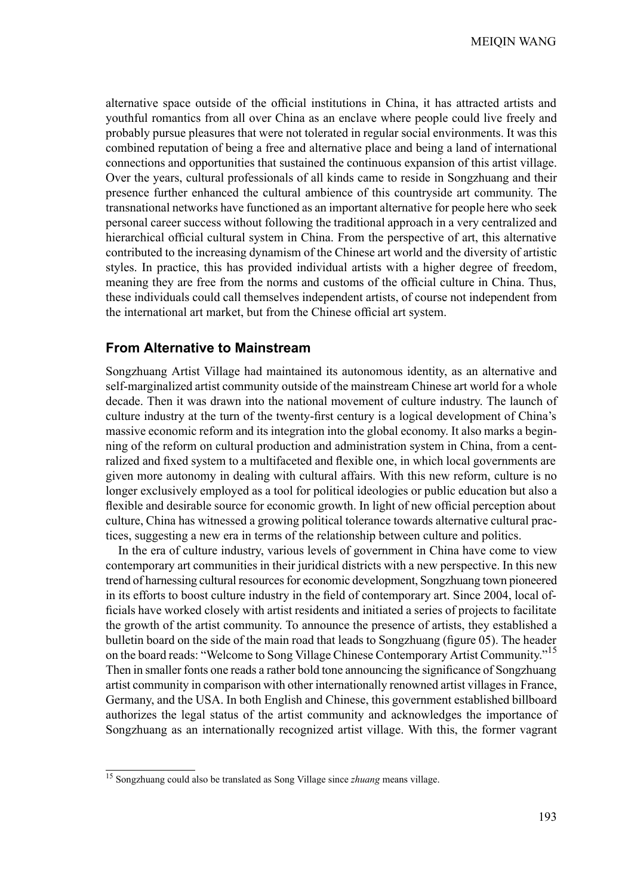alternative space outside of the official institutions in China, it has attracted artists and youthful romantics from all over China as an enclave where people could live freely and probably pursue pleasures that were not tolerated in regular social environments. It was this combined reputation of being a free and alternative place and being a land of international connections and opportunities that sustained the continuous expansion of this artist village. Over the years, cultural professionals of all kinds came to reside in Songzhuang and their presence further enhanced the cultural ambience of this countryside art community. The transnational networks have functioned as an important alternative for people here who seek personal career success without following the traditional approach in a very centralized and hierarchical official cultural system in China. From the perspective of art, this alternative contributed to the increasing dynamism of the Chinese art world and the diversity of artistic styles. In practice, this has provided individual artists with a higher degree of freedom, meaning they are free from the norms and customs of the official culture in China. Thus, these individuals could call themselves independent artists, of course not independent from the international art market, but from the Chinese official art system.

## From Alternative to Mainstream

Songzhuang Artist Village had maintained its autonomous identity, as an alternative and self-marginalized artist community outside of the mainstream Chinese art world for a whole decade. Then it was drawn into the national movement of culture industry. The launch of culture industry at the turn of the twenty-first century is a logical development of China's massive economic reform and its integration into the global economy. It also marks a beginning of the reform on cultural production and administration system in China, from a centralized and fixed system to a multifaceted and flexible one, in which local governments are given more autonomy in dealing with cultural affairs. With this new reform, culture is no longer exclusively employed as a tool for political ideologies or public education but also a flexible and desirable source for economic growth. In light of new official perception about culture, China has witnessed a growing political tolerance towards alternative cultural practices, suggesting a new era in terms of the relationship between culture and politics.

In the era of culture industry, various levels of government in China have come to view contemporary art communities in their juridical districts with a new perspective. In this new trend of harnessing cultural resources for economic development, Songzhuang town pioneered in its efforts to boost culture industry in the field of contemporary art. Since 2004, local officials have worked closely with artist residents and initiated a series of projects to facilitate the growth of the artist community. To announce the presence of artists, they established a bulletin board on the side of the main road that leads to Songzhuang (figure 05). The header on the board reads: "Welcome to Song Village Chinese Contemporary Artist Community."[15] Then in smaller fonts one reads a rather bold tone announcing the significance of Songzhuang artist community in comparison with other internationally renowned artist villages in France, Germany, and the USA. In both English and Chinese, this government established billboard authorizes the legal status of the artist community and acknowledges the importance of Songzhuang as an internationally recognized artist village. With this, the former vagrant

[15] Songzhuang could also be translated as Song Village since *zhuang* means village.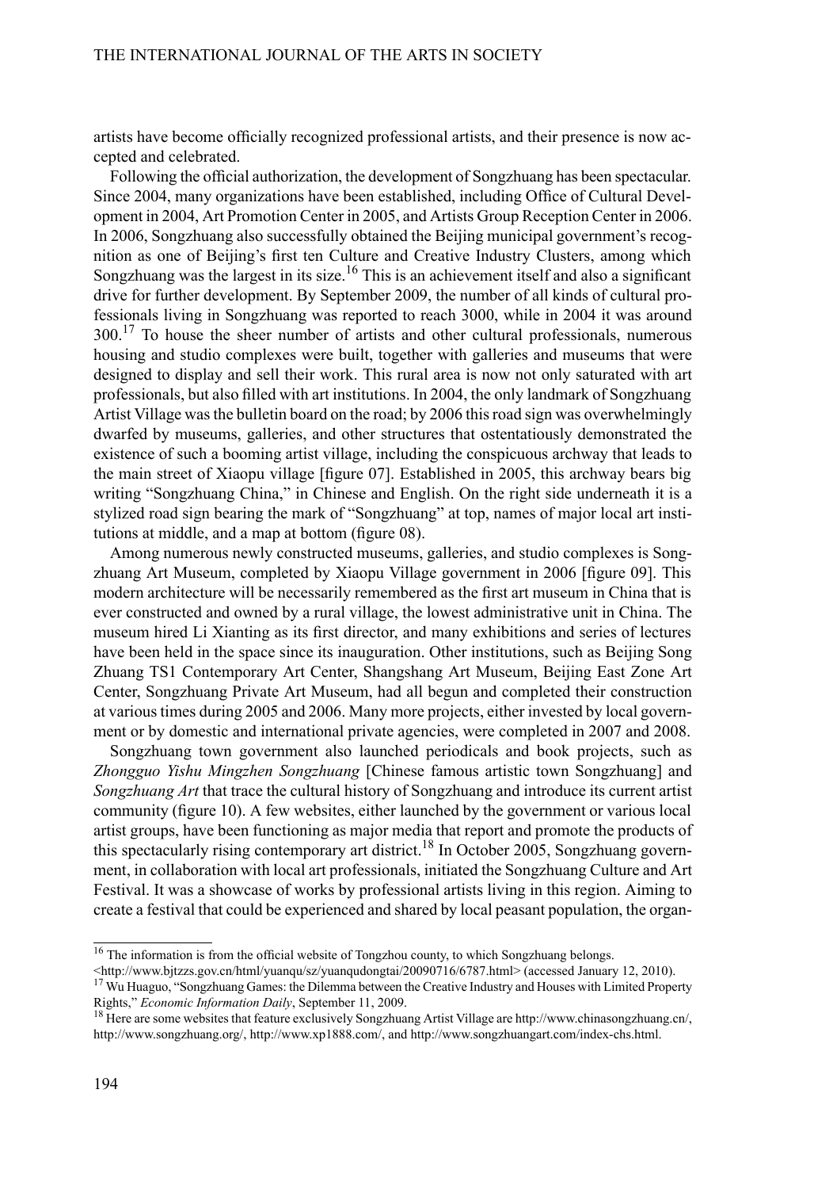artists have become officially recognized professional artists, and their presence is now accepted and celebrated.

Following the official authorization, the development of Songzhuang has been spectacular. Since 2004, many organizations have been established, including Office of Cultural Development in 2004, Art Promotion Center in 2005, and Artists Group Reception Center in 2006. In 2006, Songzhuang also successfully obtained the Beijing municipal government's recognition as one of Beijing's first ten Culture and Creative Industry Clusters, among which Songzhuang was the largest in its size.[16] This is an achievement itself and also a significant drive for further development. By September 2009, the number of all kinds of cultural professionals living in Songzhuang was reported to reach 3000, while in 2004 it was around 300.[17] To house the sheer number of artists and other cultural professionals, numerous housing and studio complexes were built, together with galleries and museums that were designed to display and sell their work. This rural area is now not only saturated with art professionals, but also filled with art institutions. In 2004, the only landmark of Songzhuang Artist Village was the bulletin board on the road; by 2006 this road sign was overwhelmingly dwarfed by museums, galleries, and other structures that ostentatiously demonstrated the existence of such a booming artist village, including the conspicuous archway that leads to the main street of Xiaopu village [figure 07]. Established in 2005, this archway bears big writing "Songzhuang China," in Chinese and English. On the right side underneath it is a stylized road sign bearing the mark of "Songzhuang" at top, names of major local art institutions at middle, and a map at bottom (figure 08).

Among numerous newly constructed museums, galleries, and studio complexes is Songzhuang Art Museum, completed by Xiaopu Village government in 2006 [figure 09]. This modern architecture will be necessarily remembered as the first art museum in China that is ever constructed and owned by a rural village, the lowest administrative unit in China. The museum hired Li Xianting as its first director, and many exhibitions and series of lectures have been held in the space since its inauguration. Other institutions, such as Beijing Song Zhuang TS1 Contemporary Art Center, Shangshang Art Museum, Beijing East Zone Art Center, Songzhuang Private Art Museum, had all begun and completed their construction at various times during 2005 and 2006. Many more projects, either invested by local government or by domestic and international private agencies, were completed in 2007 and 2008.

Songzhuang town government also launched periodicals and book projects, such as *Zhongguo Yishu Mingzhen Songzhuang* [Chinese famous artistic town Songzhuang] and *Songzhuang Art* that trace the cultural history of Songzhuang and introduce its current artist community (figure 10). A few websites, either launched by the government or various local artist groups, have been functioning as major media that report and promote the products of this spectacularly rising contemporary art district.[18] In October 2005, Songzhuang government, in collaboration with local art professionals, initiated the Songzhuang Culture and Art Festival. It was a showcase of works by professional artists living in this region. Aiming to create a festival that could be experienced and shared by local peasant population, the organ-

---

[16] The information is from the official website of Tongzhou county, to which Songzhuang belongs. <http://www.bjtzzs.gov.cn/html/yuanqu/sz/yuanqudongtai/20090716/6787.html> (accessed January 12, 2010).

[17] Wu Huaguo, "Songzhuang Games: the Dilemma between the Creative Industry and Houses with Limited Property Rights," *Economic Information Daily*, September 11, 2009.

[18] Here are some websites that feature exclusively Songzhuang Artist Village are http://www.chinasongzhuang.cn/, http://www.songzhuang.org/, http://www.xp1888.com/, and http://www.songzhuangart.com/index-chs.html.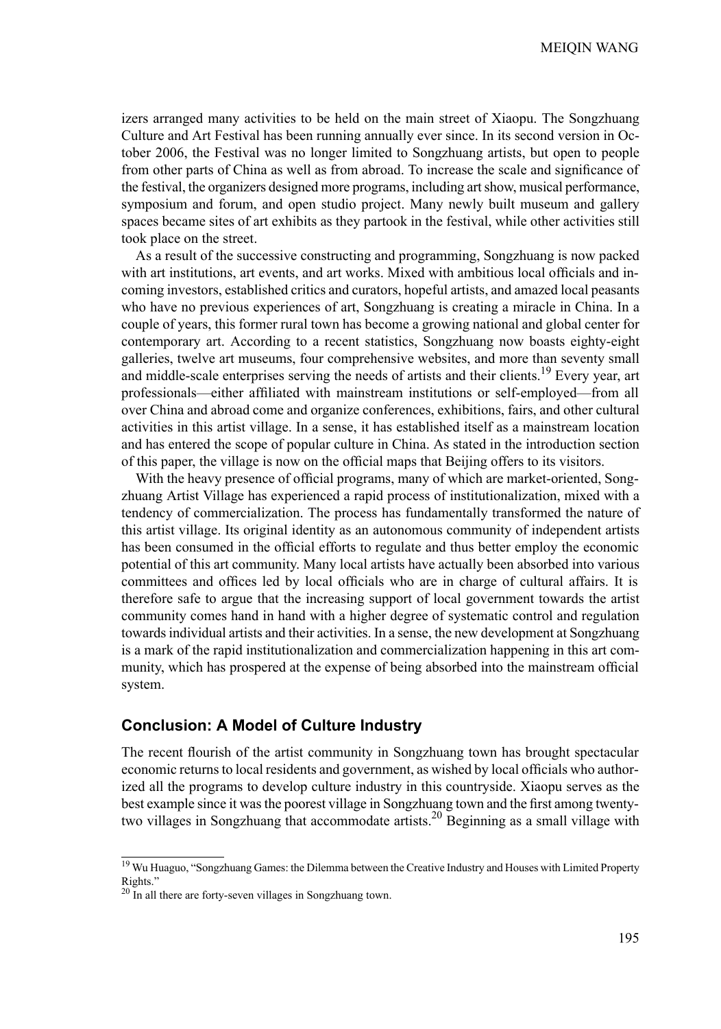izers arranged many activities to be held on the main street of Xiaopu. The Songzhuang Culture and Art Festival has been running annually ever since. In its second version in October 2006, the Festival was no longer limited to Songzhuang artists, but open to people from other parts of China as well as from abroad. To increase the scale and significance of the festival, the organizers designed more programs, including art show, musical performance, symposium and forum, and open studio project. Many newly built museum and gallery spaces became sites of art exhibits as they partook in the festival, while other activities still took place on the street.

As a result of the successive constructing and programming, Songzhuang is now packed with art institutions, art events, and art works. Mixed with ambitious local officials and incoming investors, established critics and curators, hopeful artists, and amazed local peasants who have no previous experiences of art, Songzhuang is creating a miracle in China. In a couple of years, this former rural town has become a growing national and global center for contemporary art. According to a recent statistics, Songzhuang now boasts eighty-eight galleries, twelve art museums, four comprehensive websites, and more than seventy small and middle-scale enterprises serving the needs of artists and their clients.[19] Every year, art professionals—either affiliated with mainstream institutions or self-employed—from all over China and abroad come and organize conferences, exhibitions, fairs, and other cultural activities in this artist village. In a sense, it has established itself as a mainstream location and has entered the scope of popular culture in China. As stated in the introduction section of this paper, the village is now on the official maps that Beijing offers to its visitors.

With the heavy presence of official programs, many of which are market-oriented, Songzhuang Artist Village has experienced a rapid process of institutionalization, mixed with a tendency of commercialization. The process has fundamentally transformed the nature of this artist village. Its original identity as an autonomous community of independent artists has been consumed in the official efforts to regulate and thus better employ the economic potential of this art community. Many local artists have actually been absorbed into various committees and offices led by local officials who are in charge of cultural affairs. It is therefore safe to argue that the increasing support of local government towards the artist community comes hand in hand with a higher degree of systematic control and regulation towards individual artists and their activities. In a sense, the new development at Songzhuang is a mark of the rapid institutionalization and commercialization happening in this art community, which has prospered at the expense of being absorbed into the mainstream official system.

## Conclusion: A Model of Culture Industry

The recent flourish of the artist community in Songzhuang town has brought spectacular economic returns to local residents and government, as wished by local officials who authorized all the programs to develop culture industry in this countryside. Xiaopu serves as the best example since it was the poorest village in Songzhuang town and the first among twenty-two villages in Songzhuang that accommodate artists.[20] Beginning as a small village with

---

[19] Wu Huaguo, "Songzhuang Games: the Dilemma between the Creative Industry and Houses with Limited Property Rights."

[20] In all there are forty-seven villages in Songzhuang town.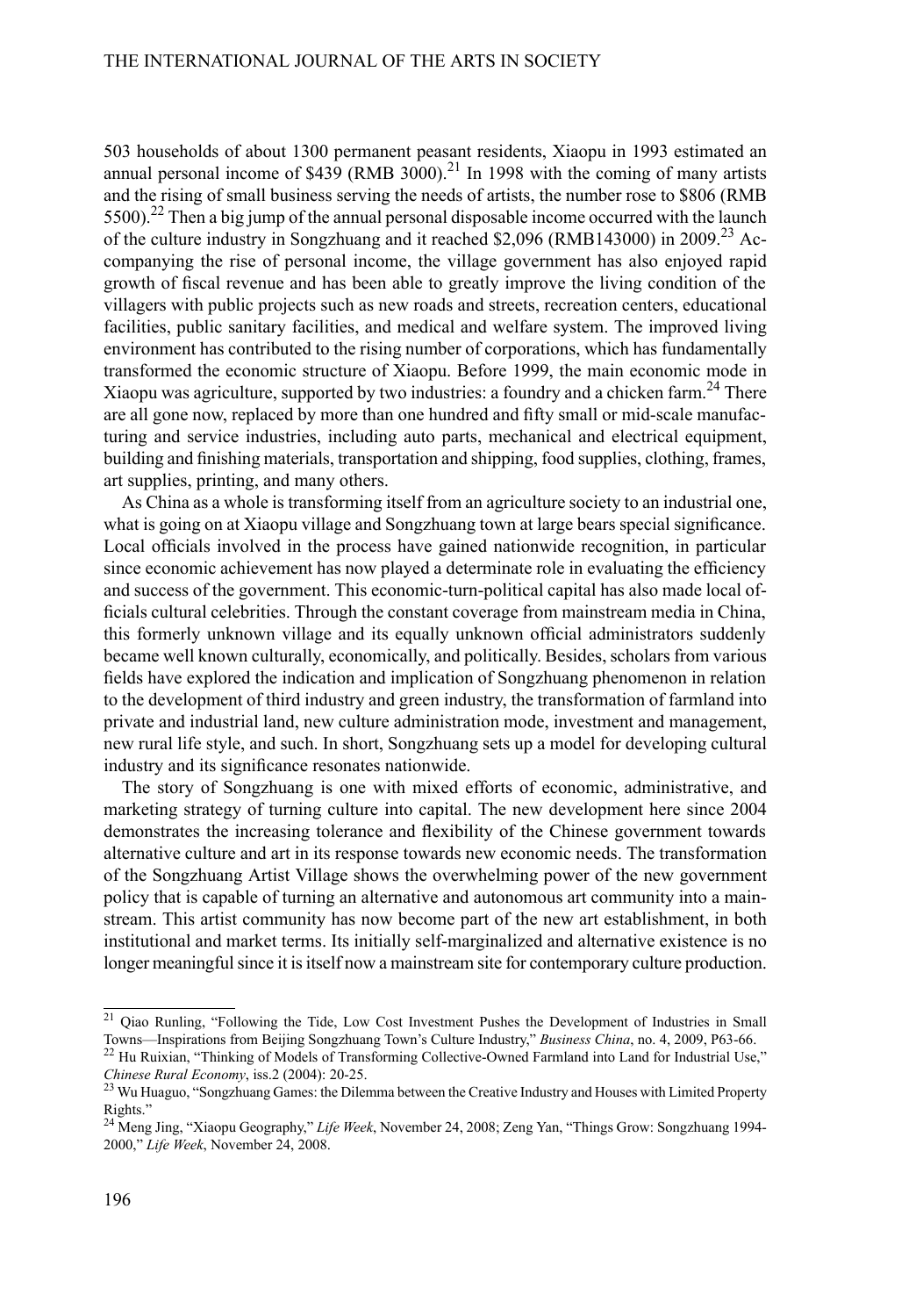503 households of about 1300 permanent peasant residents, Xiaopu in 1993 estimated an annual personal income of $439 (RMB 3000).[21] In 1998 with the coming of many artists and the rising of small business serving the needs of artists, the number rose to $806 (RMB 5500).[22] Then a big jump of the annual personal disposable income occurred with the launch of the culture industry in Songzhuang and it reached $2,096 (RMB143000) in 2009.[23] Accompanying the rise of personal income, the village government has also enjoyed rapid growth of fiscal revenue and has been able to greatly improve the living condition of the villagers with public projects such as new roads and streets, recreation centers, educational facilities, public sanitary facilities, and medical and welfare system. The improved living environment has contributed to the rising number of corporations, which has fundamentally transformed the economic structure of Xiaopu. Before 1999, the main economic mode in Xiaopu was agriculture, supported by two industries: a foundry and a chicken farm.[24] There are all gone now, replaced by more than one hundred and fifty small or mid-scale manufacturing and service industries, including auto parts, mechanical and electrical equipment, building and finishing materials, transportation and shipping, food supplies, clothing, frames, art supplies, printing, and many others.

As China as a whole is transforming itself from an agriculture society to an industrial one, what is going on at Xiaopu village and Songzhuang town at large bears special significance. Local officials involved in the process have gained nationwide recognition, in particular since economic achievement has now played a determinate role in evaluating the efficiency and success of the government. This economic-turn-political capital has also made local officials cultural celebrities. Through the constant coverage from mainstream media in China, this formerly unknown village and its equally unknown official administrators suddenly became well known culturally, economically, and politically. Besides, scholars from various fields have explored the indication and implication of Songzhuang phenomenon in relation to the development of third industry and green industry, the transformation of farmland into private and industrial land, new culture administration mode, investment and management, new rural life style, and such. In short, Songzhuang sets up a model for developing cultural industry and its significance resonates nationwide.

The story of Songzhuang is one with mixed efforts of economic, administrative, and marketing strategy of turning culture into capital. The new development here since 2004 demonstrates the increasing tolerance and flexibility of the Chinese government towards alternative culture and art in its response towards new economic needs. The transformation of the Songzhuang Artist Village shows the overwhelming power of the new government policy that is capable of turning an alternative and autonomous art community into a mainstream. This artist community has now become part of the new art establishment, in both institutional and market terms. Its initially self-marginalized and alternative existence is no longer meaningful since it is itself now a mainstream site for contemporary culture production.

---

[21] Qiao Runling, "Following the Tide, Low Cost Investment Pushes the Development of Industries in Small Towns—Inspirations from Beijing Songzhuang Town's Culture Industry," *Business China*, no. 4, 2009, P63-66.

[22] Hu Ruixian, "Thinking of Models of Transforming Collective-Owned Farmland into Land for Industrial Use," *Chinese Rural Economy*, iss.2 (2004): 20-25.

[23] Wu Huaguo, "Songzhuang Games: the Dilemma between the Creative Industry and Houses with Limited Property Rights."

[24] Meng Jing, "Xiaopu Geography," *Life Week*, November 24, 2008; Zeng Yan, "Things Grow: Songzhuang 1994-2000," *Life Week*, November 24, 2008.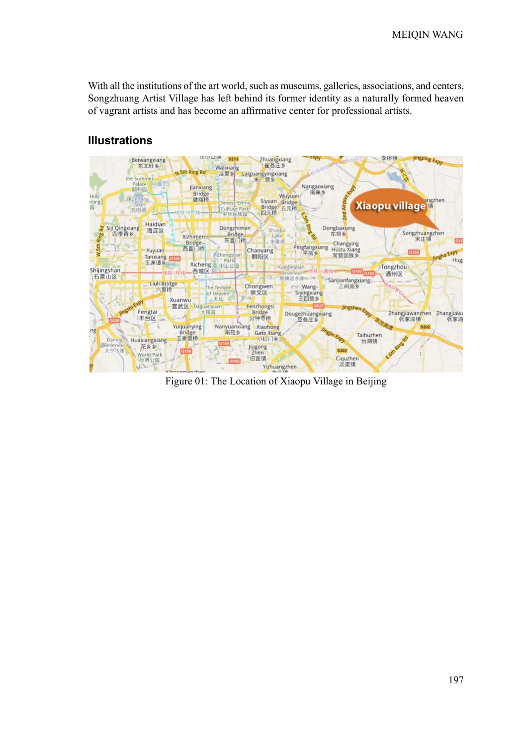With all the institutions of the art world, such as museums, galleries, associations, and centers, Songzhuang Artist Village has left behind its former identity as a naturally formed heaven of vagrant artists and has become an affirmative center for professional artists.

## Illustrations

Figure 01: The Location of Xiaopu Village in Beijing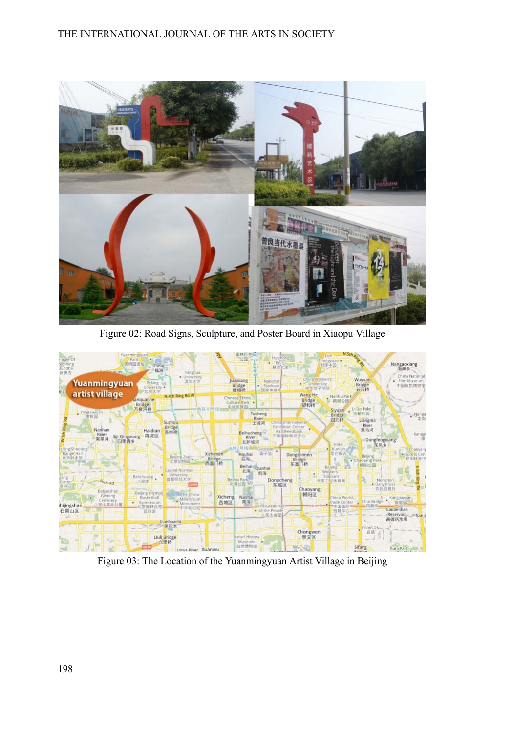Figure 02: Road Signs, Sculpture, and Poster Board in Xiaopu Village

Figure 03: The Location of the Yuanmingyuan Artist Village in Beijing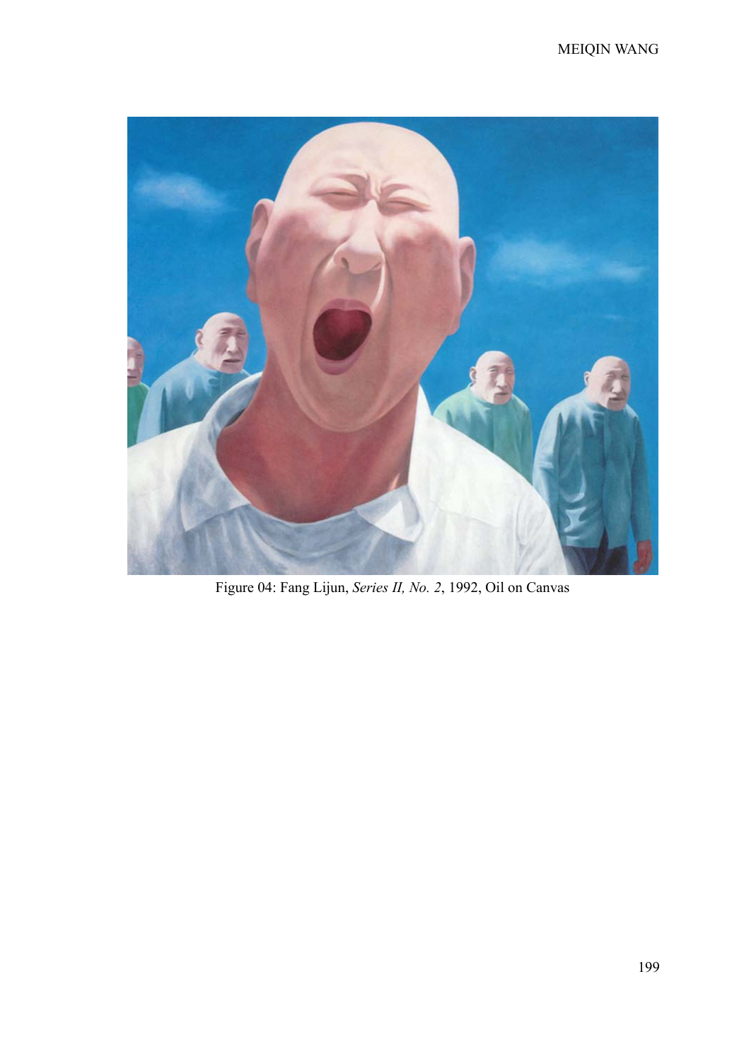Figure 04: Fang Lijun, *Series II, No. 2*, 1992, Oil on Canvas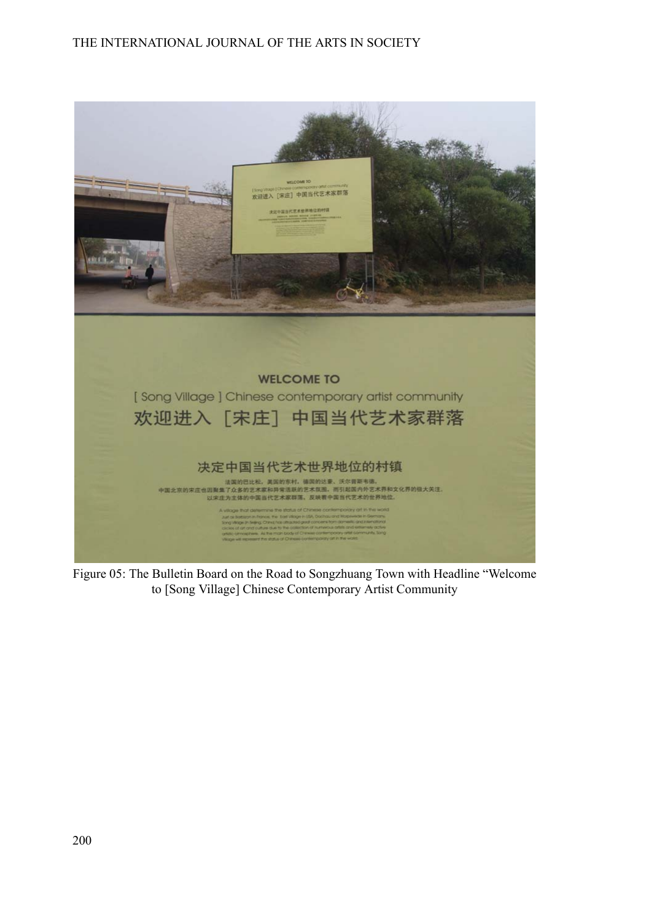Figure 05: The Bulletin Board on the Road to Songzhuang Town with Headline "Welcome to [Song Village] Chinese Contemporary Artist Community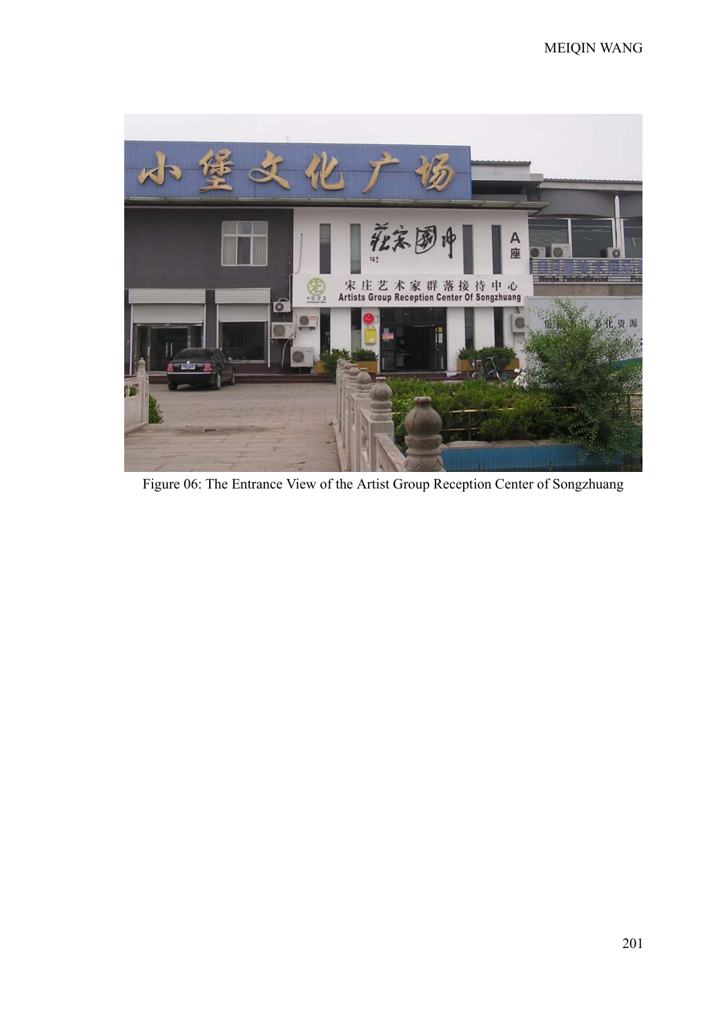Figure 06: The Entrance View of the Artist Group Reception Center of Songzhuang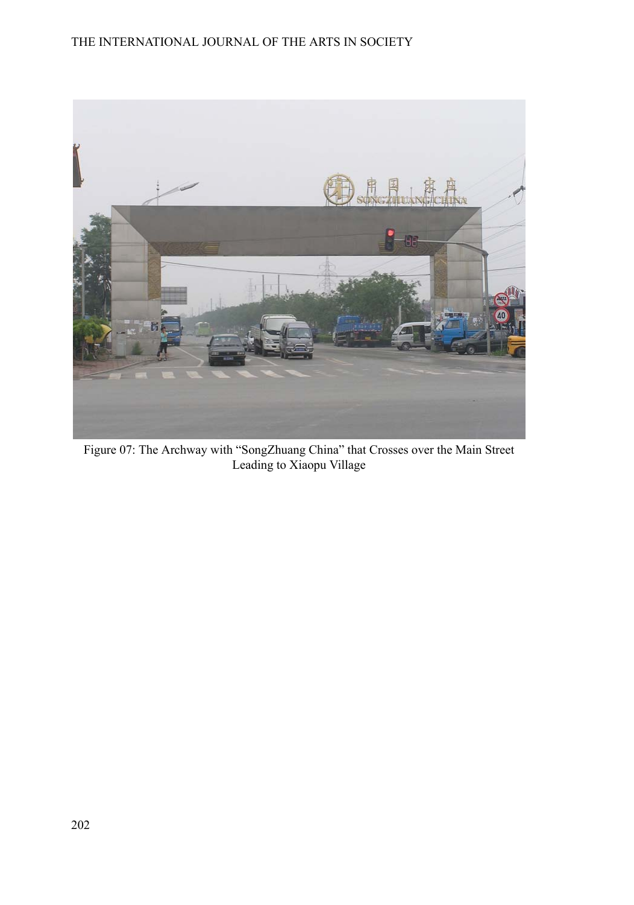Figure 07: The Archway with “SongZhuang China” that Crosses over the Main Street Leading to Xiaopu Village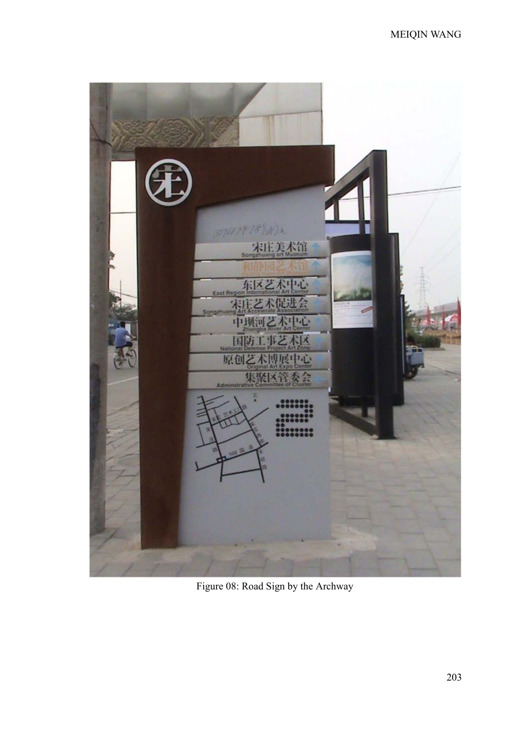Figure 08: Road Sign by the Archway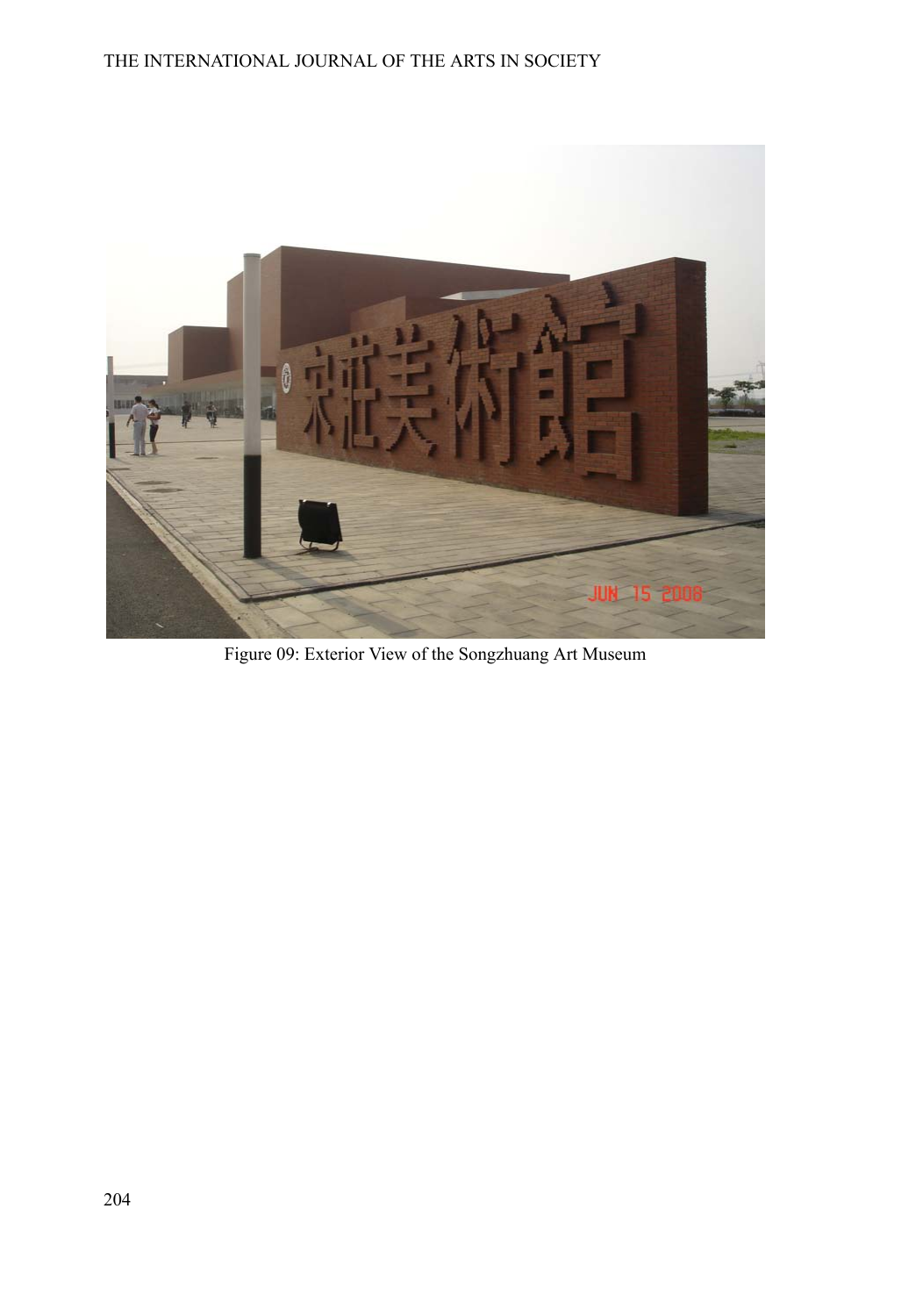Figure 09: Exterior View of the Songzhuang Art Museum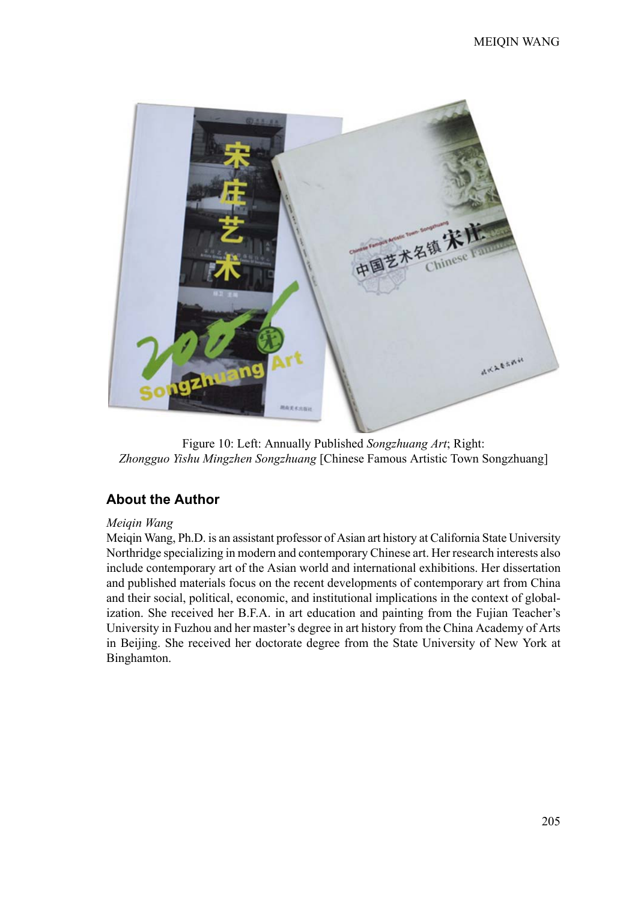Figure 10: Left: Annually Published *Songzhuang Art*; Right: *Zhongguo Yishu Mingzhen Songzhuang* [Chinese Famous Artistic Town Songzhuang]

## About the Author

*Meiqin Wang*

Meiqin Wang, Ph.D. is an assistant professor of Asian art history at California State University Northridge specializing in modern and contemporary Chinese art. Her research interests also include contemporary art of the Asian world and international exhibitions. Her dissertation and published materials focus on the recent developments of contemporary art from China and their social, political, economic, and institutional implications in the context of globalization. She received her B.F.A. in art education and painting from the Fujian Teacher's University in Fuzhou and her master's degree in art history from the China Academy of Arts in Beijing. She received her doctorate degree from the State University of New York at Binghamton.